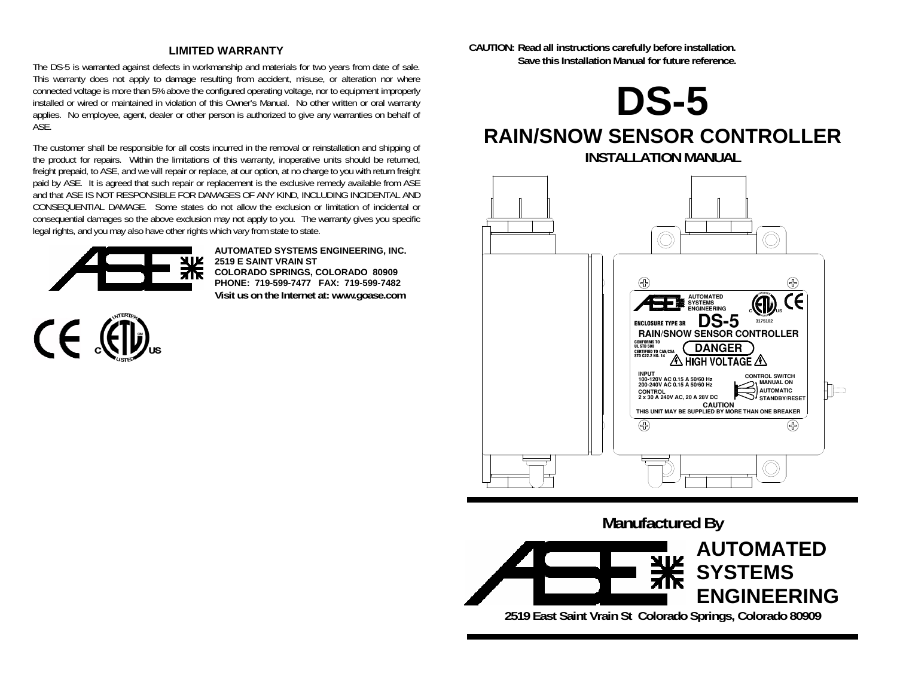## LIMITED WARRANTY

The DS-5 is warranted against defects in workmanship and materials for two years from date of sale. This warranty does not apply to damage resulting from accident, misuse, or alteration nor where connected voltage is more than 5% above the configured operating voltage, nor to equipment improperly installed or wired or maintained in violation of this Owner's Manual. No other written or oral warranty applies. No employee, agent, dealer or other person is authorized to give any warranties on behalf of ASE.

The customer shall be responsible for all costs incurred in the removal or reinstallation and shipping of the product for repairs. Within the limitations of this warranty, inoperative units should be returned, freight prepaid, to ASE, and we will repair or replace, at our option, at no charge to you with return freight paid by ASE. It is agreed that such repair or replacement is the exclusive remedy available from ASE and that ASE IS NOT RESPONSIBLE FOR DAMAGES OF ANY KIND, INCLUDING INCIDENTAL AND CONSEQUENTIAL DAMAGE. Some states do not allow the exclusion or limitation of incidental or consequential damages so the above exclusion may not apply to you. The warranty gives you specific legal rights, and you may also have other rights which vary from state to state.

**AUTOMATED SYSTEMS ENGINEERING, INC.**
**2519 E SAINT VRAIN ST**
**COLORADO SPRINGS, COLORADO 80909**
**PHONE: 719-599-7477 FAX: 719-599-7482**
**Visit us on the Internet at: www.goase.com**

**CAUTION: Read all instructions carefully before installation.**
**Save this Installation Manual for future reference.**

# DS-5

## RAIN/SNOW SENSOR CONTROLLER

### INSTALLATION MANUAL

AUTOMATED SYSTEMS ENGINEERING
ENCLOSURE TYPE 3R
DS-5
3175102
RAIN/SNOW SENSOR CONTROLLER
CONFORMS TO UL STD 508
CERTIFIED TO CAN/CSA STD C22.2 NO. 14
DANGER
HIGH VOLTAGE
INPUT
100-120V AC 0.15 A 50/60 Hz
200-240V AC 0.15 A 50/60 Hz
CONTROL
2 x 30 A 240V AC, 20 A 28V DC
CONTROL SWITCH
MANUAL ON
AUTOMATIC
STANDBY/RESET
CAUTION
THIS UNIT MAY BE SUPPLIED BY MORE THAN ONE BREAKER

**Manufactured By**

**AUTOMATED SYSTEMS ENGINEERING**

**2519 East Saint Vrain St Colorado Springs, Colorado 80909**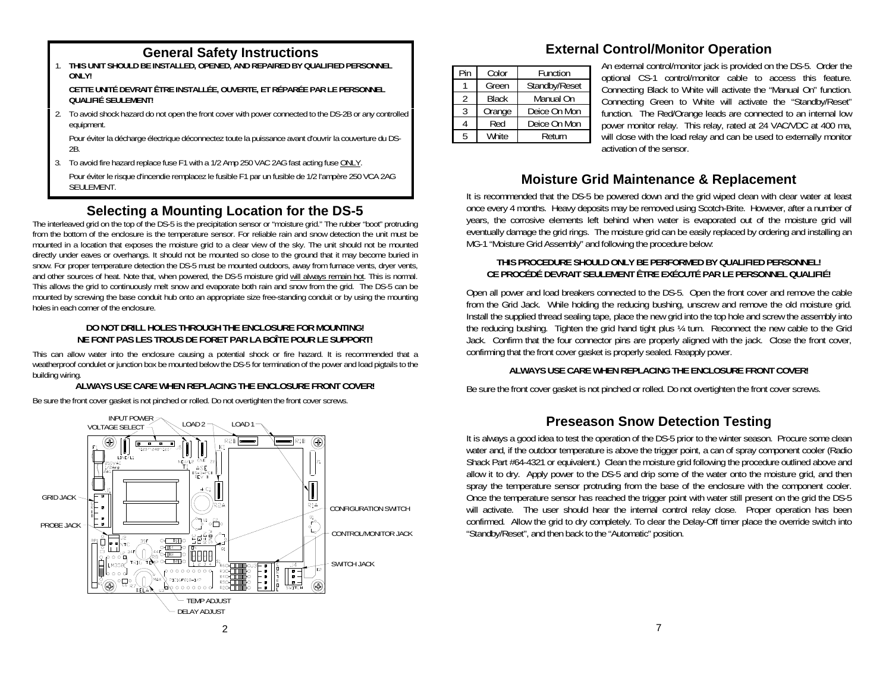## General Safety Instructions

1. **THIS UNIT SHOULD BE INSTALLED, OPENED, AND REPAIRED BY QUALIFIED PERSONNEL ONLY!**

   **CETTE UNITÉ DEVRAIT ÊTRE INSTALLÉE, OUVERTE, ET RÉPARÉE PAR LE PERSONNEL QUALIFIÉ SEULEMENT!**

2. To avoid shock hazard do not open the front cover with power connected to the DS-2B or any controlled equipment.

   Pour éviter la décharge électrique déconnectez toute la puissance avant d'ouvrir la couverture du DS-2B.

3. To avoid fire hazard replace fuse F1 with a 1/2 Amp 250 VAC 2AG fast acting fuse ONLY.

   Pour éviter le risque d'incendie remplacez le fusible F1 par un fusible de 1/2 l'ampère 250 VCA 2AG SEULEMENT.

## Selecting a Mounting Location for the DS-5

The interleaved grid on the top of the DS-5 is the precipitation sensor or "moisture grid." The rubber "boot" protruding from the bottom of the enclosure is the temperature sensor. For reliable rain and snow detection the unit must be mounted in a location that exposes the moisture grid to a clear view of the sky. The unit should not be mounted directly under eaves or overhangs. It should not be mounted so close to the ground that it may become buried in snow. For proper temperature detection the DS-5 must be mounted outdoors, away from furnace vents, dryer vents, and other sources of heat. Note that, when powered, the DS-5 moisture grid will always remain hot. This is normal. This allows the grid to continuously melt snow and evaporate both rain and snow from the grid. The DS-5 can be mounted by screwing the base conduit hub onto an appropriate size free-standing conduit or by using the mounting holes in each corner of the enclosure.

**DO NOT DRILL HOLES THROUGH THE ENCLOSURE FOR MOUNTING!**
**NE FONT PAS LES TROUS DE FORET PAR LA BOÎTE POUR LE SUPPORT!**

This can allow water into the enclosure causing a potential shock or fire hazard. It is recommended that a weatherproof condulet or junction box be mounted below the DS-5 for termination of the power and load pigtails to the building wiring.

**ALWAYS USE CARE WHEN REPLACING THE ENCLOSURE FRONT COVER!**

Be sure the front cover gasket is not pinched or rolled. Do not overtighten the front cover screws.

INPUT POWER VOLTAGE SELECT — LOAD 2 — LOAD 1 — GRID JACK — PROBE JACK — CONFIGURATION SWITCH — CONTROL/MONITOR JACK — SWITCH JACK — TEMP ADJUST — DELAY ADJUST

## External Control/Monitor Operation

| Pin | Color | Function |
|---|---|---|
| 1 | Green | Standby/Reset |
| 2 | Black | Manual On |
| 3 | Orange | Deice On Mon |
| 4 | Red | Deice On Mon |
| 5 | White | Return |

An external control/monitor jack is provided on the DS-5. Order the optional CS-1 control/monitor cable to access this feature. Connecting Black to White will activate the "Manual On" function. Connecting Green to White will activate the "Standby/Reset" function. The Red/Orange leads are connected to an internal low power monitor relay. This relay, rated at 24 VAC/VDC at 400 ma, will close with the load relay and can be used to externally monitor activation of the sensor.

## Moisture Grid Maintenance & Replacement

It is recommended that the DS-5 be powered down and the grid wiped clean with clear water at least once every 4 months. Heavy deposits may be removed using Scotch-Brite. However, after a number of years, the corrosive elements left behind when water is evaporated out of the moisture grid will eventually damage the grid rings. The moisture grid can be easily replaced by ordering and installing an MG-1 "Moisture Grid Assembly" and following the procedure below:

**THIS PROCEDURE SHOULD ONLY BE PERFORMED BY QUALIFIED PERSONNEL!**
**CE PROCÉDÉ DEVRAIT SEULEMENT ÊTRE EXÉCUTÉ PAR LE PERSONNEL QUALIFIÉ!**

Open all power and load breakers connected to the DS-5. Open the front cover and remove the cable from the Grid Jack. While holding the reducing bushing, unscrew and remove the old moisture grid. Install the supplied thread sealing tape, place the new grid into the top hole and screw the assembly into the reducing bushing. Tighten the grid hand tight plus ¼ turn. Reconnect the new cable to the Grid Jack. Confirm that the four connector pins are properly aligned with the jack. Close the front cover, confirming that the front cover gasket is properly sealed. Reapply power.

**ALWAYS USE CARE WHEN REPLACING THE ENCLOSURE FRONT COVER!**

Be sure the front cover gasket is not pinched or rolled. Do not overtighten the front cover screws.

## Preseason Snow Detection Testing

It is always a good idea to test the operation of the DS-5 prior to the winter season. Procure some clean water and, if the outdoor temperature is above the trigger point, a can of spray component cooler (Radio Shack Part #64-4321 or equivalent.) Clean the moisture grid following the procedure outlined above and allow it to dry. Apply power to the DS-5 and drip some of the water onto the moisture grid, and then spray the temperature sensor protruding from the base of the enclosure with the component cooler. Once the temperature sensor has reached the trigger point with water still present on the grid the DS-5 will activate. The user should hear the internal control relay close. Proper operation has been confirmed. Allow the grid to dry completely. To clear the Delay-Off timer place the override switch into "Standby/Reset", and then back to the "Automatic" position.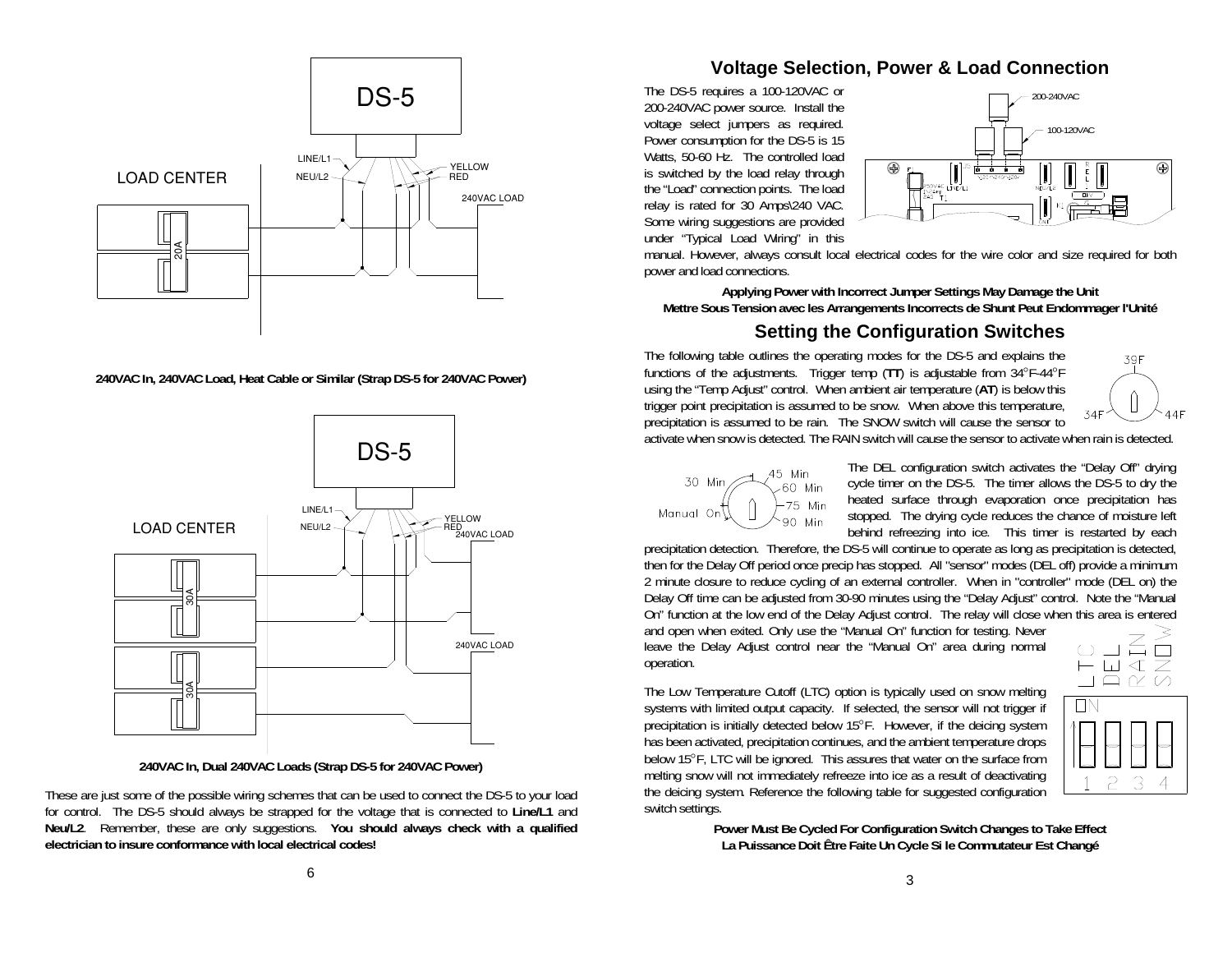LOAD CENTER

DS-5

LINE/L1

NEU/L2

YELLOW

RED

240VAC LOAD

20A

**240VAC In, 240VAC Load, Heat Cable or Similar (Strap DS-5 for 240VAC Power)**

LOAD CENTER

DS-5

LINE/L1

NEU/L2

YELLOW

RED

240VAC LOAD

30A

240VAC LOAD

30A

**240VAC In, Dual 240VAC Loads (Strap DS-5 for 240VAC Power)**

These are just some of the possible wiring schemes that can be used to connect the DS-5 to your load for control. The DS-5 should always be strapped for the voltage that is connected to **Line/L1** and **Neu/L2**. Remember, these are only suggestions. **You should always check with a qualified electrician to insure conformance with local electrical codes!**

## Voltage Selection, Power & Load Connection

The DS-5 requires a 100-120VAC or 200-240VAC power source. Install the voltage select jumpers as required. Power consumption for the DS-5 is 15 Watts, 50-60 Hz. The controlled load is switched by the load relay through the "Load" connection points. The load relay is rated for 30 Amps\240 VAC. Some wiring suggestions are provided under "Typical Load Wiring" in this manual. However, always consult local electrical codes for the wire color and size required for both power and load connections.

200-240VAC

100-120VAC

**Applying Power with Incorrect Jumper Settings May Damage the Unit**
**Mettre Sous Tension avec les Arrangements Incorrects de Shunt Peut Endommager l'Unité**

## Setting the Configuration Switches

The following table outlines the operating modes for the DS-5 and explains the functions of the adjustments. Trigger temp (**TT**) is adjustable from 34°F-44°F using the "Temp Adjust" control. When ambient air temperature (**AT**) is below this trigger point precipitation is assumed to be snow. When above this temperature, precipitation is assumed to be rain. The SNOW switch will cause the sensor to activate when snow is detected. The RAIN switch will cause the sensor to activate when rain is detected.

39F

34F

44F

30 Min

45 Min

60 Min

75 Min

90 Min

Manual On

The DEL configuration switch activates the "Delay Off" drying cycle timer on the DS-5. The timer allows the DS-5 to dry the heated surface through evaporation once precipitation has stopped. The drying cycle reduces the chance of moisture left behind refreezing into ice. This timer is restarted by each precipitation detection. Therefore, the DS-5 will continue to operate as long as precipitation is detected, then for the Delay Off period once precip has stopped. All "sensor" modes (DEL off) provide a minimum 2 minute closure to reduce cycling of an external controller. When in "controller" mode (DEL on) the Delay Off time can be adjusted from 30-90 minutes using the "Delay Adjust" control. Note the "Manual On" function at the low end of the Delay Adjust control. The relay will close when this area is entered and open when exited. Only use the "Manual On" function for testing. Never leave the Delay Adjust control near the "Manual On" area during normal operation.

LTC DEL RAIN SNOW

ON

1 2 3 4

The Low Temperature Cutoff (LTC) option is typically used on snow melting systems with limited output capacity. If selected, the sensor will not trigger if precipitation is initially detected below 15°F. However, if the deicing system has been activated, precipitation continues, and the ambient temperature drops below 15°F, LTC will be ignored. This assures that water on the surface from melting snow will not immediately refreeze into ice as a result of deactivating the deicing system. Reference the following table for suggested configuration switch settings.

**Power Must Be Cycled For Configuration Switch Changes to Take Effect**
**La Puissance Doit Être Faite Un Cycle Si le Commutateur Est Changé**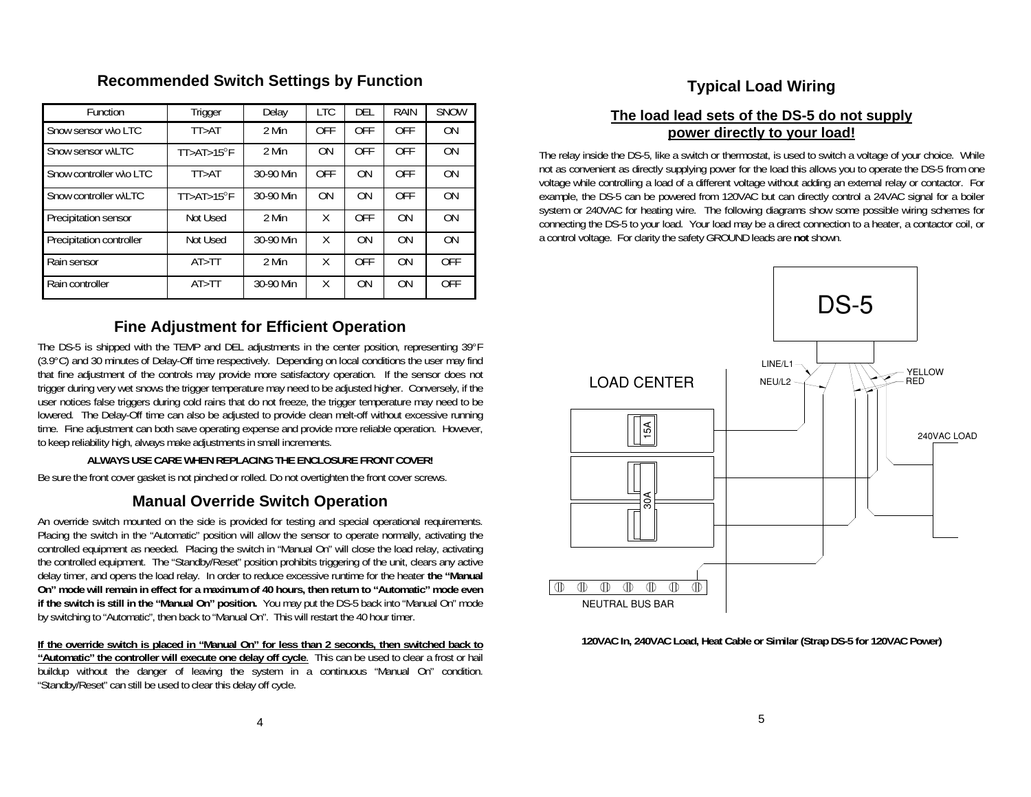## Recommended Switch Settings by Function

| Function | Trigger | Delay | LTC | DEL | RAIN | SNOW |
|---|---|---|---|---|---|---|
| Snow sensor w\o LTC | TT>AT | 2 Min | OFF | OFF | OFF | ON |
| Snow sensor w\LTC | TT>AT>15°F | 2 Min | ON | OFF | OFF | ON |
| Snow controller w\o LTC | TT>AT | 30-90 Min | OFF | ON | OFF | ON |
| Snow controller w\LTC | TT>AT>15°F | 30-90 Min | ON | ON | OFF | ON |
| Precipitation sensor | Not Used | 2 Min | X | OFF | ON | ON |
| Precipitation controller | Not Used | 30-90 Min | X | ON | ON | ON |
| Rain sensor | AT>TT | 2 Min | X | OFF | ON | OFF |
| Rain controller | AT>TT | 30-90 Min | X | ON | ON | OFF |

## Fine Adjustment for Efficient Operation

The DS-5 is shipped with the TEMP and DEL adjustments in the center position, representing 39°F (3.9°C) and 30 minutes of Delay-Off time respectively. Depending on local conditions the user may find that fine adjustment of the controls may provide more satisfactory operation. If the sensor does not trigger during very wet snows the trigger temperature may need to be adjusted higher. Conversely, if the user notices false triggers during cold rains that do not freeze, the trigger temperature may need to be lowered. The Delay-Off time can also be adjusted to provide clean melt-off without excessive running time. Fine adjustment can both save operating expense and provide more reliable operation. However, to keep reliability high, always make adjustments in small increments.

**ALWAYS USE CARE WHEN REPLACING THE ENCLOSURE FRONT COVER!**

Be sure the front cover gasket is not pinched or rolled. Do not overtighten the front cover screws.

## Manual Override Switch Operation

An override switch mounted on the side is provided for testing and special operational requirements. Placing the switch in the "Automatic" position will allow the sensor to operate normally, activating the controlled equipment as needed. Placing the switch in "Manual On" will close the load relay, activating the controlled equipment. The "Standby/Reset" position prohibits triggering of the unit, clears any active delay timer, and opens the load relay. In order to reduce excessive runtime for the heater **the "Manual On" mode will remain in effect for a maximum of 40 hours, then return to "Automatic" mode even if the switch is still in the "Manual On" position.** You may put the DS-5 back into "Manual On" mode by switching to "Automatic", then back to "Manual On". This will restart the 40 hour timer.

**If the override switch is placed in "Manual On" for less than 2 seconds, then switched back to "Automatic" the controller will execute one delay off cycle.** This can be used to clear a frost or hail buildup without the danger of leaving the system in a continuous "Manual On" condition. "Standby/Reset" can still be used to clear this delay off cycle.

## Typical Load Wiring

**The load lead sets of the DS-5 do not supply power directly to your load!**

The relay inside the DS-5, like a switch or thermostat, is used to switch a voltage of your choice. While not as convenient as directly supplying power for the load this allows you to operate the DS-5 from one voltage while controlling a load of a different voltage without adding an external relay or contactor. For example, the DS-5 can be powered from 120VAC but can directly control a 24VAC signal for a boiler system or 240VAC for heating wire. The following diagrams show some possible wiring schemes for connecting the DS-5 to your load. Your load may be a direct connection to a heater, a contactor coil, or a control voltage. For clarity the safety GROUND leads are **not** shown.

DS-5

LINE/L1

NEU/L2

YELLOW

RED

LOAD CENTER

15A

30A

240VAC LOAD

NEUTRAL BUS BAR

**120VAC In, 240VAC Load, Heat Cable or Similar (Strap DS-5 for 120VAC Power)**